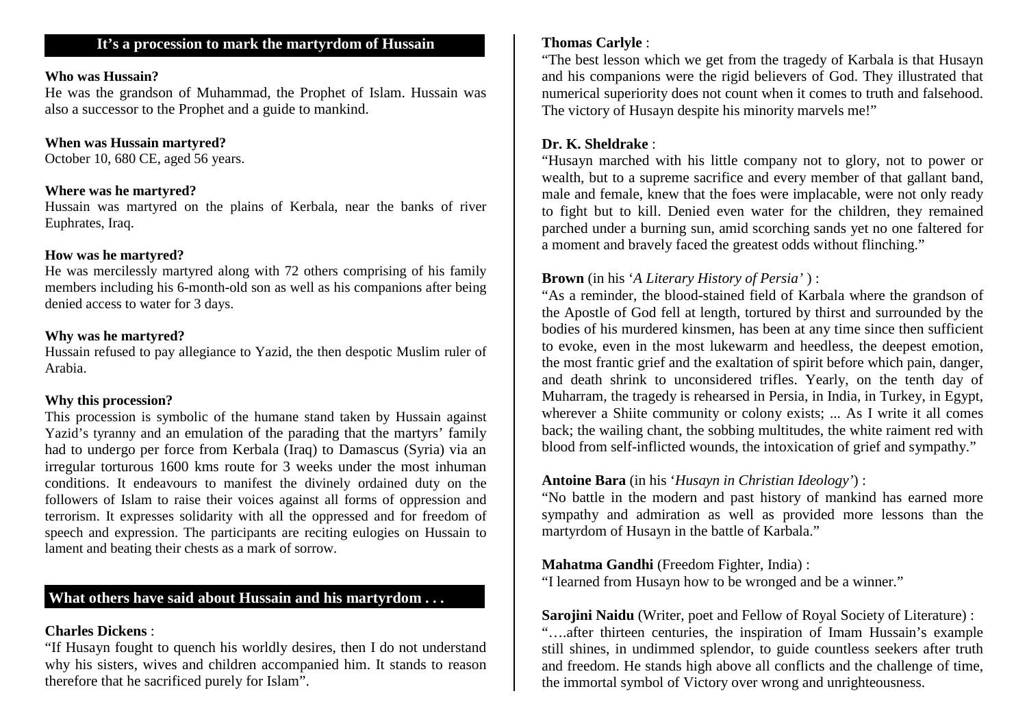## It's a procession to mark the martyrdom of Hussain

**Who was Hussain?**

He was the grandson of Muhammad, the Prophet of Islam. Hussain was also a successor to the Prophet and a guide to mankind.

**When was Hussain martyred?**

October 10, 680 CE, aged 56 years.

**Where was he martyred?**

Hussain was martyred on the plains of Kerbala, near the banks of river Euphrates, Iraq.

**How was he martyred?**

He was mercilessly martyred along with 72 others comprising of his family members including his 6-month-old son as well as his companions after being denied access to water for 3 days.

**Why was he martyred?**

Hussain refused to pay allegiance to Yazid, the then despotic Muslim ruler of Arabia.

**Why this procession?**

This procession is symbolic of the humane stand taken by Hussain against Yazid's tyranny and an emulation of the parading that the martyrs' family had to undergo per force from Kerbala (Iraq) to Damascus (Syria) via an irregular torturous 1600 kms route for 3 weeks under the most inhuman conditions. It endeavours to manifest the divinely ordained duty on the followers of Islam to raise their voices against all forms of oppression and terrorism. It expresses solidarity with all the oppressed and for freedom of speech and expression. The participants are reciting eulogies on Hussain to lament and beating their chests as a mark of sorrow.

## What others have said about Hussain and his martyrdom . . .

**Charles Dickens** :

"If Husayn fought to quench his worldly desires, then I do not understand why his sisters, wives and children accompanied him. It stands to reason therefore that he sacrificed purely for Islam".

**Thomas Carlyle** :

"The best lesson which we get from the tragedy of Karbala is that Husayn and his companions were the rigid believers of God. They illustrated that numerical superiority does not count when it comes to truth and falsehood. The victory of Husayn despite his minority marvels me!"

**Dr. K. Sheldrake** :

"Husayn marched with his little company not to glory, not to power or wealth, but to a supreme sacrifice and every member of that gallant band, male and female, knew that the foes were implacable, were not only ready to fight but to kill. Denied even water for the children, they remained parched under a burning sun, amid scorching sands yet no one faltered for a moment and bravely faced the greatest odds without flinching."

**Brown** (in his '*A Literary History of Persia'* ) :

"As a reminder, the blood-stained field of Karbala where the grandson of the Apostle of God fell at length, tortured by thirst and surrounded by the bodies of his murdered kinsmen, has been at any time since then sufficient to evoke, even in the most lukewarm and heedless, the deepest emotion, the most frantic grief and the exaltation of spirit before which pain, danger, and death shrink to unconsidered trifles. Yearly, on the tenth day of Muharram, the tragedy is rehearsed in Persia, in India, in Turkey, in Egypt, wherever a Shiite community or colony exists; ... As I write it all comes back; the wailing chant, the sobbing multitudes, the white raiment red with blood from self-inflicted wounds, the intoxication of grief and sympathy."

**Antoine Bara** (in his '*Husayn in Christian Ideology'*) :

"No battle in the modern and past history of mankind has earned more sympathy and admiration as well as provided more lessons than the martyrdom of Husayn in the battle of Karbala."

**Mahatma Gandhi** (Freedom Fighter, India) :

"I learned from Husayn how to be wronged and be a winner."

**Sarojini Naidu** (Writer, poet and Fellow of Royal Society of Literature) :

"….after thirteen centuries, the inspiration of Imam Hussain's example still shines, in undimmed splendor, to guide countless seekers after truth and freedom. He stands high above all conflicts and the challenge of time, the immortal symbol of Victory over wrong and unrighteousness.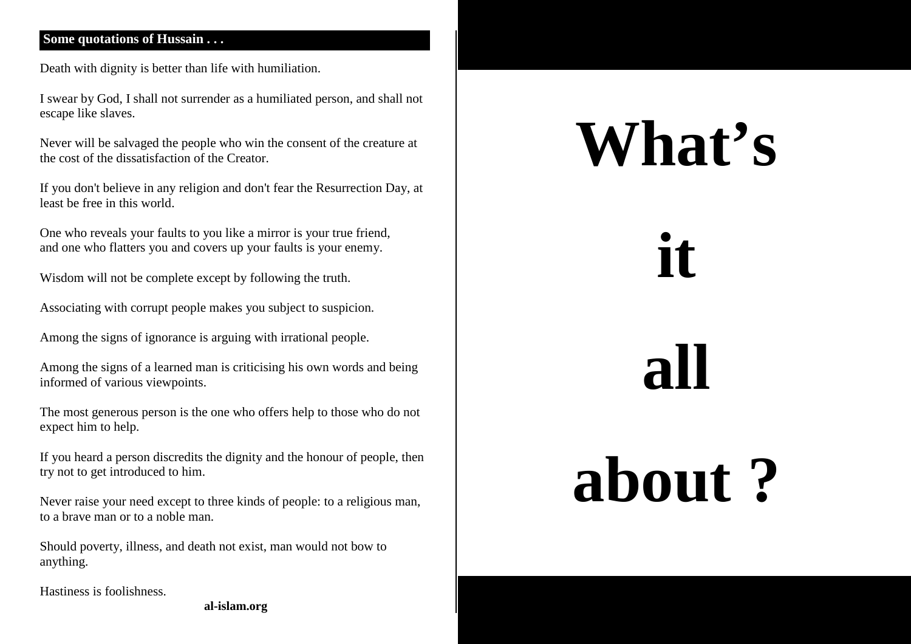**Some quotations of Hussain . . .**

Death with dignity is better than life with humiliation.

I swear by God, I shall not surrender as a humiliated person, and shall not escape like slaves.

Never will be salvaged the people who win the consent of the creature at the cost of the dissatisfaction of the Creator.

If you don't believe in any religion and don't fear the Resurrection Day, at least be free in this world.

One who reveals your faults to you like a mirror is your true friend,
and one who flatters you and covers up your faults is your enemy.

Wisdom will not be complete except by following the truth.

Associating with corrupt people makes you subject to suspicion.

Among the signs of ignorance is arguing with irrational people.

Among the signs of a learned man is criticising his own words and being informed of various viewpoints.

The most generous person is the one who offers help to those who do not expect him to help.

If you heard a person discredits the dignity and the honour of people, then try not to get introduced to him.

Never raise your need except to three kinds of people: to a religious man, to a brave man or to a noble man.

Should poverty, illness, and death not exist, man would not bow to anything.

Hastiness is foolishness.

**al-islam.org**

# What's it all about ?